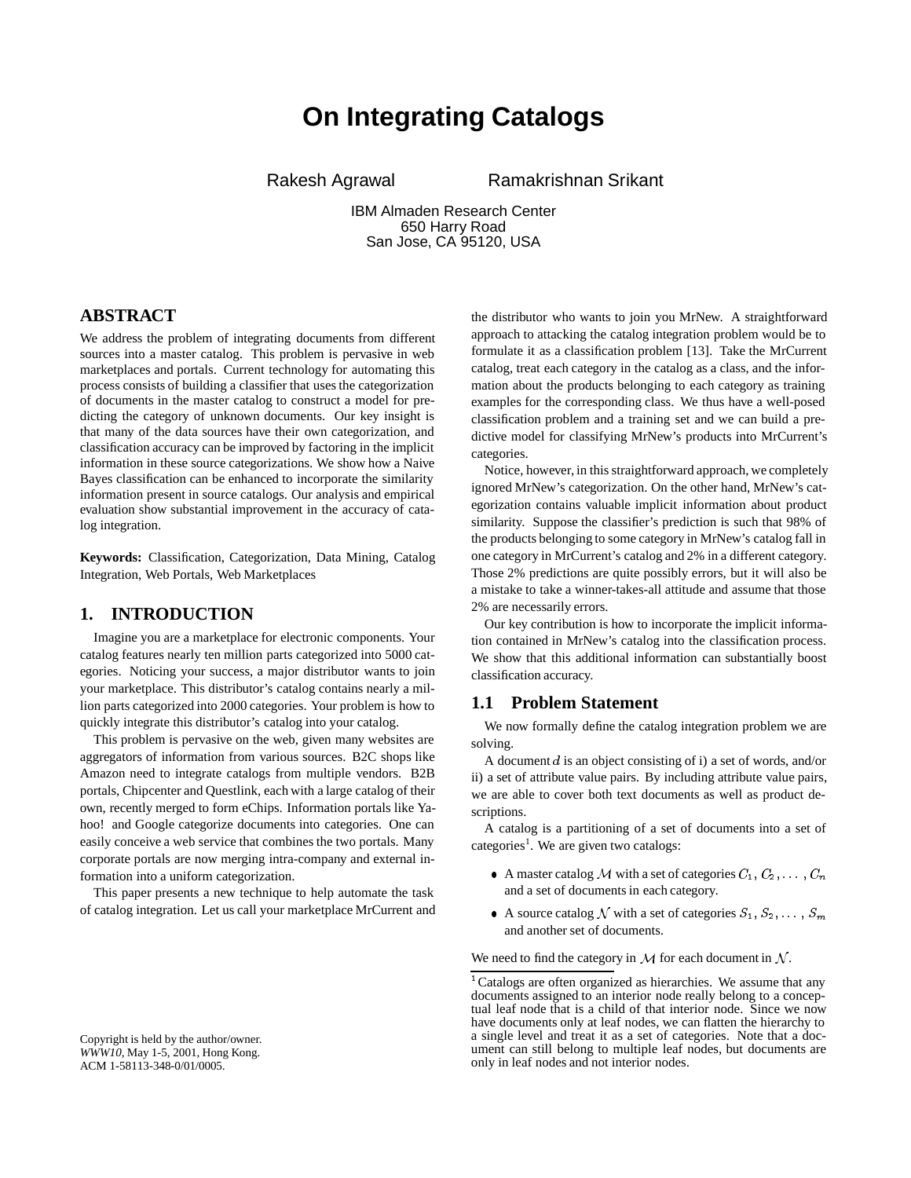# On Integrating Catalogs

Rakesh Agrawal　　Ramakrishnan Srikant

IBM Almaden Research Center
650 Harry Road
San Jose, CA 95120, USA

## ABSTRACT

We address the problem of integrating documents from different sources into a master catalog. This problem is pervasive in web marketplaces and portals. Current technology for automating this process consists of building a classifier that uses the categorization of documents in the master catalog to construct a model for predicting the category of unknown documents. Our key insight is that many of the data sources have their own categorization, and classification accuracy can be improved by factoring in the implicit information in these source categorizations. We show how a Naive Bayes classification can be enhanced to incorporate the similarity information present in source catalogs. Our analysis and empirical evaluation show substantial improvement in the accuracy of catalog integration.

**Keywords:** Classification, Categorization, Data Mining, Catalog Integration, Web Portals, Web Marketplaces

## 1. INTRODUCTION

Imagine you are a marketplace for electronic components. Your catalog features nearly ten million parts categorized into 5000 categories. Noticing your success, a major distributor wants to join your marketplace. This distributor's catalog contains nearly a million parts categorized into 2000 categories. Your problem is how to quickly integrate this distributor's catalog into your catalog.

This problem is pervasive on the web, given many websites are aggregators of information from various sources. B2C shops like Amazon need to integrate catalogs from multiple vendors. B2B portals, Chipcenter and Questlink, each with a large catalog of their own, recently merged to form eChips. Information portals like Yahoo! and Google categorize documents into categories. One can easily conceive a web service that combines the two portals. Many corporate portals are now merging intra-company and external information into a uniform categorization.

This paper presents a new technique to help automate the task of catalog integration. Let us call your marketplace MrCurrent and the distributor who wants to join you MrNew. A straightforward approach to attacking the catalog integration problem would be to formulate it as a classification problem [13]. Take the MrCurrent catalog, treat each category in the catalog as a class, and the information about the products belonging to each category as training examples for the corresponding class. We thus have a well-posed classification problem and a training set and we can build a predictive model for classifying MrNew's products into MrCurrent's categories.

Notice, however, in this straightforward approach, we completely ignored MrNew's categorization. On the other hand, MrNew's categorization contains valuable implicit information about product similarity. Suppose the classifier's prediction is such that 98% of the products belonging to some category in MrNew's catalog fall in one category in MrCurrent's catalog and 2% in a different category. Those 2% predictions are quite possibly errors, but it will also be a mistake to take a winner-takes-all attitude and assume that those 2% are necessarily errors.

Our key contribution is how to incorporate the implicit information contained in MrNew's catalog into the classification process. We show that this additional information can substantially boost classification accuracy.

### 1.1 Problem Statement

We now formally define the catalog integration problem we are solving.

A document $d$ is an object consisting of i) a set of words, and/or ii) a set of attribute value pairs. By including attribute value pairs, we are able to cover both text documents as well as product descriptions.

A catalog is a partitioning of a set of documents into a set of categories[1]. We are given two catalogs:

- A master catalog $\mathcal{M}$ with a set of categories $C_1, C_2, \ldots, C_n$ and a set of documents in each category.
- A source catalog $\mathcal{N}$ with a set of categories $S_1, S_2, \ldots, S_m$ and another set of documents.

We need to find the category in $\mathcal{M}$ for each document in $\mathcal{N}$.

[1] Catalogs are often organized as hierarchies. We assume that any documents assigned to an interior node really belong to a conceptual leaf node that is a child of that interior node. Since we now have documents only at leaf nodes, we can flatten the hierarchy to a single level and treat it as a set of categories. Note that a document can still belong to multiple leaf nodes, but documents are only in leaf nodes and not interior nodes.

Copyright is held by the author/owner.
*WWW10*, May 1-5, 2001, Hong Kong.
ACM 1-58113-348-0/01/0005.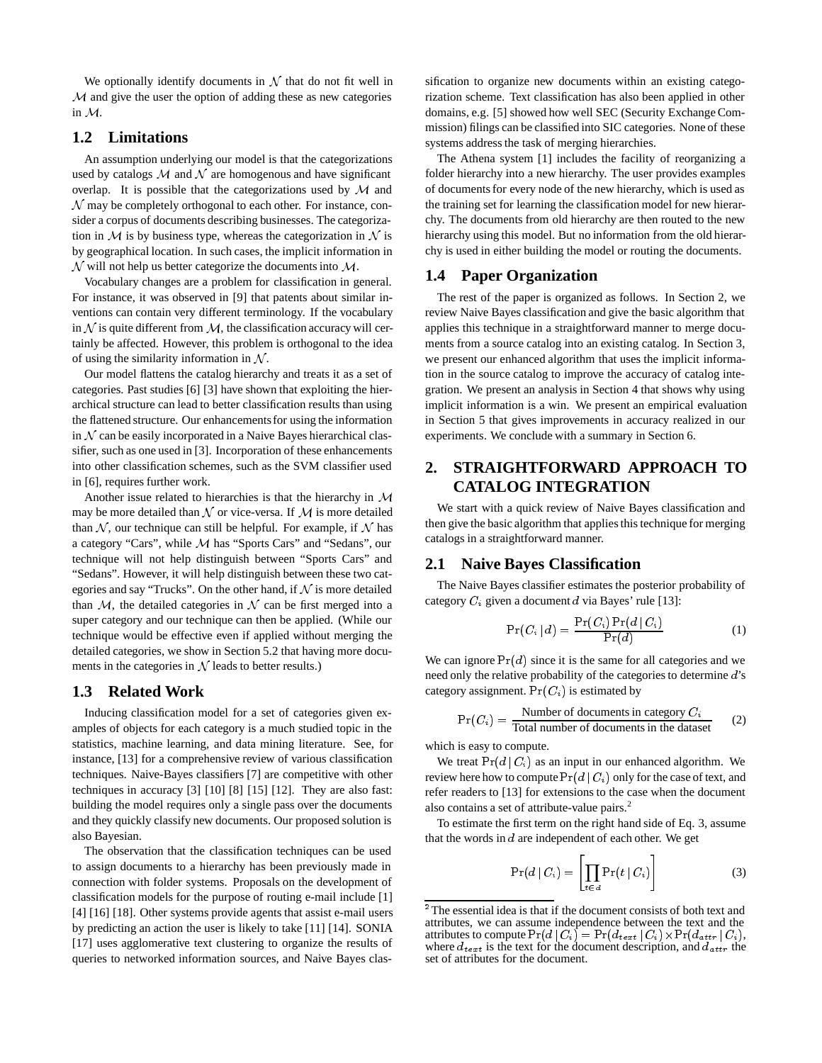We optionally identify documents in $\mathcal{N}$ that do not fit well in $\mathcal{M}$ and give the user the option of adding these as new categories in $\mathcal{M}$.

## 1.2 Limitations

An assumption underlying our model is that the categorizations used by catalogs $\mathcal{M}$ and $\mathcal{N}$ are homogenous and have significant overlap. It is possible that the categorizations used by $\mathcal{M}$ and $\mathcal{N}$ may be completely orthogonal to each other. For instance, consider a corpus of documents describing businesses. The categorization in $\mathcal{M}$ is by business type, whereas the categorization in $\mathcal{N}$ is by geographical location. In such cases, the implicit information in $\mathcal{N}$ will not help us better categorize the documents into $\mathcal{M}$.

Vocabulary changes are a problem for classification in general. For instance, it was observed in [9] that patents about similar inventions can contain very different terminology. If the vocabulary in $\mathcal{N}$ is quite different from $\mathcal{M}$, the classification accuracy will certainly be affected. However, this problem is orthogonal to the idea of using the similarity information in $\mathcal{N}$.

Our model flattens the catalog hierarchy and treats it as a set of categories. Past studies [6] [3] have shown that exploiting the hierarchical structure can lead to better classification results than using the flattened structure. Our enhancements for using the information in $\mathcal{N}$ can be easily incorporated in a Naive Bayes hierarchical classifier, such as one used in [3]. Incorporation of these enhancements into other classification schemes, such as the SVM classifier used in [6], requires further work.

Another issue related to hierarchies is that the hierarchy in $\mathcal{M}$ may be more detailed than $\mathcal{N}$ or vice-versa. If $\mathcal{M}$ is more detailed than $\mathcal{N}$, our technique can still be helpful. For example, if $\mathcal{N}$ has a category "Cars", while $\mathcal{M}$ has "Sports Cars" and "Sedans", our technique will not help distinguish between "Sports Cars" and "Sedans". However, it will help distinguish between these two categories and say "Trucks". On the other hand, if $\mathcal{N}$ is more detailed than $\mathcal{M}$, the detailed categories in $\mathcal{N}$ can be first merged into a super category and our technique can then be applied. (While our technique would be effective even if applied without merging the detailed categories, we show in Section 5.2 that having more documents in the categories in $\mathcal{N}$ leads to better results.)

## 1.3 Related Work

Inducing classification model for a set of categories given examples of objects for each category is a much studied topic in the statistics, machine learning, and data mining literature. See, for instance, [13] for a comprehensive review of various classification techniques. Naive-Bayes classifiers [7] are competitive with other techniques in accuracy [3] [10] [8] [15] [12]. They are also fast: building the model requires only a single pass over the documents and they quickly classify new documents. Our proposed solution is also Bayesian.

The observation that the classification techniques can be used to assign documents to a hierarchy has been previously made in connection with folder systems. Proposals on the development of classification models for the purpose of routing e-mail include [1] [4] [16] [18]. Other systems provide agents that assist e-mail users by predicting an action the user is likely to take [11] [14]. SONIA [17] uses agglomerative text clustering to organize the results of queries to networked information sources, and Naive Bayes classification to organize new documents within an existing categorization scheme. Text classification has also been applied in other domains, e.g. [5] showed how well SEC (Security Exchange Commission) filings can be classified into SIC categories. None of these systems address the task of merging hierarchies.

The Athena system [1] includes the facility of reorganizing a folder hierarchy into a new hierarchy. The user provides examples of documents for every node of the new hierarchy, which is used as the training set for learning the classification model for new hierarchy. The documents from old hierarchy are then routed to the new hierarchy using this model. But no information from the old hierarchy is used in either building the model or routing the documents.

## 1.4 Paper Organization

The rest of the paper is organized as follows. In Section 2, we review Naive Bayes classification and give the basic algorithm that applies this technique in a straightforward manner to merge documents from a source catalog into an existing catalog. In Section 3, we present our enhanced algorithm that uses the implicit information in the source catalog to improve the accuracy of catalog integration. We present an analysis in Section 4 that shows why using implicit information is a win. We present an empirical evaluation in Section 5 that gives improvements in accuracy realized in our experiments. We conclude with a summary in Section 6.

# 2. STRAIGHTFORWARD APPROACH TO CATALOG INTEGRATION

We start with a quick review of Naive Bayes classification and then give the basic algorithm that applies this technique for merging catalogs in a straightforward manner.

## 2.1 Naive Bayes Classification

The Naive Bayes classifier estimates the posterior probability of category $C_i$ given a document $d$ via Bayes' rule [13]:

$$\Pr(C_i \mid d) = \frac{\Pr(C_i)\Pr(d \mid C_i)}{\Pr(d)} \tag{1}$$

We can ignore $\Pr(d)$ since it is the same for all categories and we need only the relative probability of the categories to determine $d$'s category assignment. $\Pr(C_i)$ is estimated by

$$\Pr(C_i) = \frac{\text{Number of documents in category } C_i}{\text{Total number of documents in the dataset}} \tag{2}$$

which is easy to compute.

We treat $\Pr(d \mid C_i)$ as an input in our enhanced algorithm. We review here how to compute $\Pr(d \mid C_i)$ only for the case of text, and refer readers to [13] for extensions to the case when the document also contains a set of attribute-value pairs.[2]

To estimate the first term on the right hand side of Eq. 3, assume that the words in $d$ are independent of each other. We get

$$\Pr(d \mid C_i) = \left[\prod_{t \in d} \Pr(t \mid C_i)\right] \tag{3}$$

[2] The essential idea is that if the document consists of both text and attributes, we can assume independence between the text and the attributes to compute $\Pr(d \mid C_i) = \Pr(d_{text} \mid C_i) \times \Pr(d_{attr} \mid C_i)$, where $d_{text}$ is the text for the document description, and $d_{attr}$ the set of attributes for the document.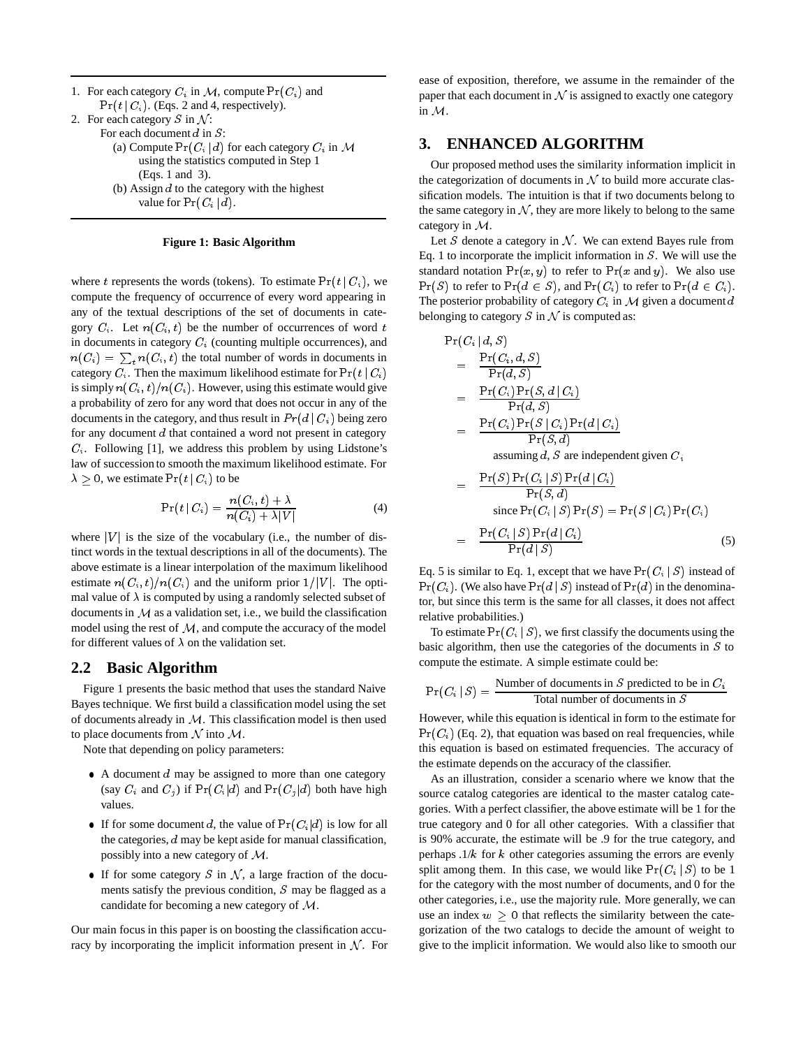1. For each category $C_i$ in $\mathcal{M}$, compute $\Pr(C_i)$ and $\Pr(t \mid C_i)$. (Eqs. 2 and 4, respectively).
2. For each category $S$ in $\mathcal{N}$:
   For each document $d$ in $S$:
   (a) Compute $\Pr(C_i \mid d)$ for each category $C_i$ in $\mathcal{M}$ using the statistics computed in Step 1 (Eqs. 1 and 3).
   (b) Assign $d$ to the category with the highest value for $\Pr(C_i \mid d)$.

**Figure 1: Basic Algorithm**

where $t$ represents the words (tokens). To estimate $\Pr(t \mid C_i)$, we compute the frequency of occurrence of every word appearing in any of the textual descriptions of the set of documents in category $C_i$. Let $n(C_i, t)$ be the number of occurrences of word $t$ in documents in category $C_i$ (counting multiple occurrences), and $n(C_i) = \sum_t n(C_i, t)$ the total number of words in documents in category $C_i$. Then the maximum likelihood estimate for $\Pr(t \mid C_i)$ is simply $n(C_i, t)/n(C_i)$. However, using this estimate would give a probability of zero for any word that does not occur in any of the documents in the category, and thus result in $Pr(d \mid C_i)$ being zero for any document $d$ that contained a word not present in category $C_i$. Following [1], we address this problem by using Lidstone's law of succession to smooth the maximum likelihood estimate. For $\lambda \geq 0$, we estimate $\Pr(t \mid C_i)$ to be

$$\Pr(t \mid C_i) = \frac{n(C_i, t) + \lambda}{n(C_i) + \lambda |V|} \tag{4}$$

where $|V|$ is the size of the vocabulary (i.e., the number of distinct words in the textual descriptions in all of the documents). The above estimate is a linear interpolation of the maximum likelihood estimate $n(C_i, t)/n(C_i)$ and the uniform prior $1/|V|$. The optimal value of $\lambda$ is computed by using a randomly selected subset of documents in $\mathcal{M}$ as a validation set, i.e., we build the classification model using the rest of $\mathcal{M}$, and compute the accuracy of the model for different values of $\lambda$ on the validation set.

## 2.2 Basic Algorithm

Figure 1 presents the basic method that uses the standard Naive Bayes technique. We first build a classification model using the set of documents already in $\mathcal{M}$. This classification model is then used to place documents from $\mathcal{N}$ into $\mathcal{M}$.

Note that depending on policy parameters:

- A document $d$ may be assigned to more than one category (say $C_i$ and $C_j$) if $\Pr(C_i|d)$ and $\Pr(C_j|d)$ both have high values.
- If for some document $d$, the value of $\Pr(C_i|d)$ is low for all the categories, $d$ may be kept aside for manual classification, possibly into a new category of $\mathcal{M}$.
- If for some category $S$ in $\mathcal{N}$, a large fraction of the documents satisfy the previous condition, $S$ may be flagged as a candidate for becoming a new category of $\mathcal{M}$.

Our main focus in this paper is on boosting the classification accuracy by incorporating the implicit information present in $\mathcal{N}$. For ease of exposition, therefore, we assume in the remainder of the paper that each document in $\mathcal{N}$ is assigned to exactly one category in $\mathcal{M}$.

# 3. ENHANCED ALGORITHM

Our proposed method uses the similarity information implicit in the categorization of documents in $\mathcal{N}$ to build more accurate classification models. The intuition is that if two documents belong to the same category in $\mathcal{N}$, they are more likely to belong to the same category in $\mathcal{M}$.

Let $S$ denote a category in $\mathcal{N}$. We can extend Bayes rule from Eq. 1 to incorporate the implicit information in $S$. We will use the standard notation $\Pr(x, y)$ to refer to $\Pr(x \text{ and } y)$. We also use $\Pr(S)$ to refer to $\Pr(d \in S)$, and $\Pr(C_i)$ to refer to $\Pr(d \in C_i)$. The posterior probability of category $C_i$ in $\mathcal{M}$ given a document $d$ belonging to category $S$ in $\mathcal{N}$ is computed as:

$$
\begin{aligned}
&\Pr(C_i \mid d, S) \\
&= \frac{\Pr(C_i, d, S)}{\Pr(d, S)} \\
&= \frac{\Pr(C_i)\Pr(S, d \mid C_i)}{\Pr(d, S)} \\
&= \frac{\Pr(C_i)\Pr(S \mid C_i)\Pr(d \mid C_i)}{\Pr(S, d)} \\
&\qquad \text{assuming } d, S \text{ are independent given } C_i \\
&= \frac{\Pr(S)\Pr(C_i \mid S)\Pr(d \mid C_i)}{\Pr(S, d)} \\
&\qquad \text{since } \Pr(C_i \mid S)\Pr(S) = \Pr(S \mid C_i)\Pr(C_i) \\
&= \frac{\Pr(C_i \mid S)\Pr(d \mid C_i)}{\Pr(d \mid S)} \qquad (5)
\end{aligned}
$$

Eq. 5 is similar to Eq. 1, except that we have $\Pr(C_i \mid S)$ instead of $\Pr(C_i)$. (We also have $\Pr(d \mid S)$ instead of $\Pr(d)$ in the denominator, but since this term is the same for all classes, it does not affect relative probabilities.)

To estimate $\Pr(C_i \mid S)$, we first classify the documents using the basic algorithm, then use the categories of the documents in $S$ to compute the estimate. A simple estimate could be:

$$\Pr(C_i \mid S) = \frac{\text{Number of documents in } S \text{ predicted to be in } C_i}{\text{Total number of documents in } S}$$

However, while this equation is identical in form to the estimate for $\Pr(C_i)$ (Eq. 2), that equation was based on real frequencies, while this equation is based on estimated frequencies. The accuracy of the estimate depends on the accuracy of the classifier.

As an illustration, consider a scenario where we know that the source catalog categories are identical to the master catalog categories. With a perfect classifier, the above estimate will be 1 for the true category and 0 for all other categories. With a classifier that is 90% accurate, the estimate will be .9 for the true category, and perhaps $.1/k$ for $k$ other categories assuming the errors are evenly split among them. In this case, we would like $\Pr(C_i \mid S)$ to be 1 for the category with the most number of documents, and 0 for the other categories, i.e., use the majority rule. More generally, we can use an index $w \geq 0$ that reflects the similarity between the categorization of the two catalogs to decide the amount of weight to give to the implicit information. We would also like to smooth our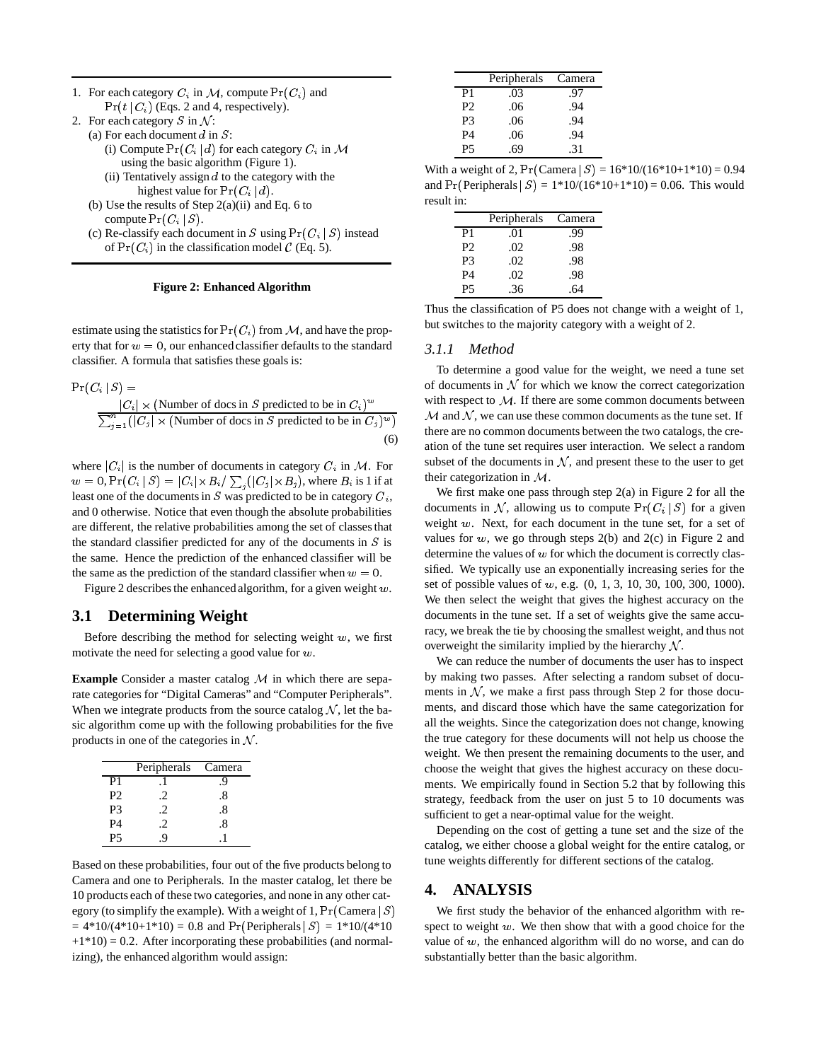1. For each category $C_i$ in $\mathcal{M}$, compute $\Pr(C_i)$ and $\Pr(t \mid C_i)$ (Eqs. 2 and 4, respectively).
2. For each category $S$ in $\mathcal{N}$:
   (a) For each document $d$ in $S$:
      (i) Compute $\Pr(C_i \mid d)$ for each category $C_i$ in $\mathcal{M}$ using the basic algorithm (Figure 1).
      (ii) Tentatively assign $d$ to the category with the highest value for $\Pr(C_i \mid d)$.
   (b) Use the results of Step 2(a)(ii) and Eq. 6 to compute $\Pr(C_i \mid S)$.
   (c) Re-classify each document in $S$ using $\Pr(C_i \mid S)$ instead of $\Pr(C_i)$ in the classification model $\mathcal{C}$ (Eq. 5).

**Figure 2: Enhanced Algorithm**

estimate using the statistics for $\Pr(C_i)$ from $\mathcal{M}$, and have the property that for $w = 0$, our enhanced classifier defaults to the standard classifier. A formula that satisfies these goals is:

$$\Pr(C_i \mid S) = \frac{|C_i| \times (\text{Number of docs in } S \text{ predicted to be in } C_i)^w}{\sum_{j=1}^{n} (|C_j| \times (\text{Number of docs in } S \text{ predicted to be in } C_j)^w)} \quad (6)$$

where $|C_i|$ is the number of documents in category $C_i$ in $\mathcal{M}$. For $w = 0, \Pr(C_i \mid S) = |C_i| \times B_i / \sum_j (|C_j| \times B_j)$, where $B_i$ is 1 if at least one of the documents in $S$ was predicted to be in category $C_i$, and 0 otherwise. Notice that even though the absolute probabilities are different, the relative probabilities among the set of classes that the standard classifier predicted for any of the documents in $S$ is the same. Hence the prediction of the enhanced classifier will be the same as the prediction of the standard classifier when $w = 0$.

Figure 2 describes the enhanced algorithm, for a given weight $w$.

## 3.1 Determining Weight

Before describing the method for selecting weight $w$, we first motivate the need for selecting a good value for $w$.

**Example** Consider a master catalog $\mathcal{M}$ in which there are separate categories for "Digital Cameras" and "Computer Peripherals". When we integrate products from the source catalog $\mathcal{N}$, let the basic algorithm come up with the following probabilities for the five products in one of the categories in $\mathcal{N}$.

| | Peripherals | Camera |
|---|---|---|
| P1 | .1 | .9 |
| P2 | .2 | .8 |
| P3 | .2 | .8 |
| P4 | .2 | .8 |
| P5 | .9 | .1 |

Based on these probabilities, four out of the five products belong to Camera and one to Peripherals. In the master catalog, let there be 10 products each of these two categories, and none in any other category (to simplify the example). With a weight of 1, $\Pr(\text{Camera} \mid S)$ = 4*10/(4*10+1*10) = 0.8 and $\Pr(\text{Peripherals} \mid S)$ = 1*10/(4*10 +1*10) = 0.2. After incorporating these probabilities (and normalizing), the enhanced algorithm would assign:

| | Peripherals | Camera |
|---|---|---|
| P1 | .03 | .97 |
| P2 | .06 | .94 |
| P3 | .06 | .94 |
| P4 | .06 | .94 |
| P5 | .69 | .31 |

With a weight of 2, $\Pr(\text{Camera} \mid S)$ = 16*10/(16*10+1*10) = 0.94 and $\Pr(\text{Peripherals} \mid S)$ = 1*10/(16*10+1*10) = 0.06. This would result in:

| | Peripherals | Camera |
|---|---|---|
| P1 | .01 | .99 |
| P2 | .02 | .98 |
| P3 | .02 | .98 |
| P4 | .02 | .98 |
| P5 | .36 | .64 |

Thus the classification of P5 does not change with a weight of 1, but switches to the majority category with a weight of 2.

### 3.1.1 *Method*

To determine a good value for the weight, we need a tune set of documents in $\mathcal{N}$ for which we know the correct categorization with respect to $\mathcal{M}$. If there are some common documents between $\mathcal{M}$ and $\mathcal{N}$, we can use these common documents as the tune set. If there are no common documents between the two catalogs, the creation of the tune set requires user interaction. We select a random subset of the documents in $\mathcal{N}$, and present these to the user to get their categorization in $\mathcal{M}$.

We first make one pass through step 2(a) in Figure 2 for all the documents in $\mathcal{N}$, allowing us to compute $\Pr(C_i \mid S)$ for a given weight $w$. Next, for each document in the tune set, for a set of values for $w$, we go through steps 2(b) and 2(c) in Figure 2 and determine the values of $w$ for which the document is correctly classified. We typically use an exponentially increasing series for the set of possible values of $w$, e.g. (0, 1, 3, 10, 30, 100, 300, 1000). We then select the weight that gives the highest accuracy on the documents in the tune set. If a set of weights give the same accuracy, we break the tie by choosing the smallest weight, and thus not overweight the similarity implied by the hierarchy $\mathcal{N}$.

We can reduce the number of documents the user has to inspect by making two passes. After selecting a random subset of documents in $\mathcal{N}$, we make a first pass through Step 2 for those documents, and discard those which have the same categorization for all the weights. Since the categorization does not change, knowing the true category for these documents will not help us choose the weight. We then present the remaining documents to the user, and choose the weight that gives the highest accuracy on these documents. We empirically found in Section 5.2 that by following this strategy, feedback from the user on just 5 to 10 documents was sufficient to get a near-optimal value for the weight.

Depending on the cost of getting a tune set and the size of the catalog, we either choose a global weight for the entire catalog, or tune weights differently for different sections of the catalog.

# 4. ANALYSIS

We first study the behavior of the enhanced algorithm with respect to weight $w$. We then show that with a good choice for the value of $w$, the enhanced algorithm will do no worse, and can do substantially better than the basic algorithm.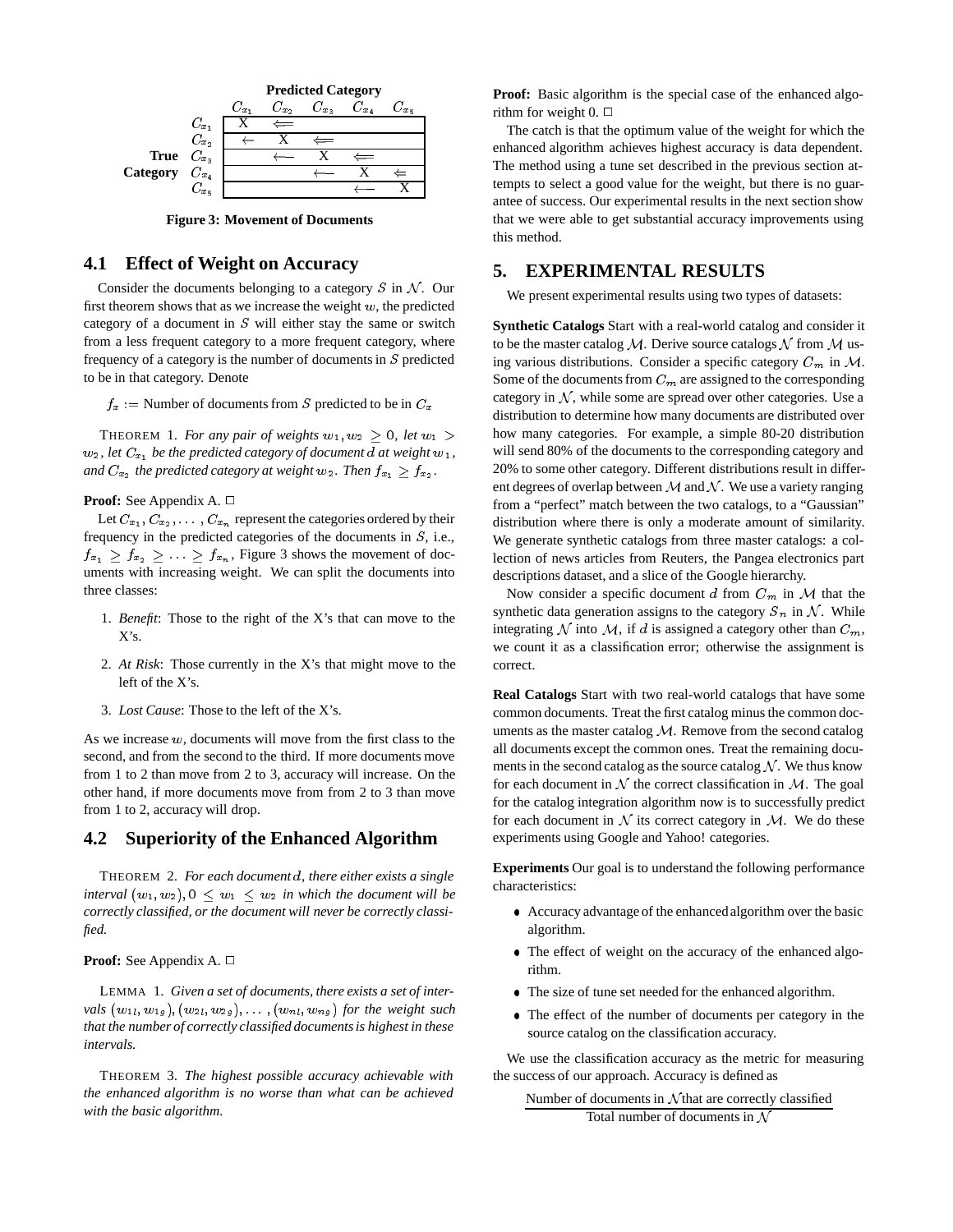**Predicted Category**

| | | $C_{x_1}$ | $C_{x_2}$ | $C_{x_3}$ | $C_{x_4}$ | $C_{x_5}$ |
|---|---|---|---|---|---|---|
| | $C_{x_1}$ | X | $\Leftarrow$ | | | |
| | $C_{x_2}$ | $\leftarrow$ | X | $\Leftarrow$ | | |
| **True** | $C_{x_3}$ | | $\longleftarrow$ | X | $\Leftarrow$ | |
| **Category** | $C_{x_4}$ | | | $\longleftarrow$ | X | $\Leftarrow$ |
| | $C_{x_5}$ | | | | $\longleftarrow$ | X |

**Figure 3: Movement of Documents**

### 4.1 Effect of Weight on Accuracy

Consider the documents belonging to a category $S$ in $\mathcal{N}$. Our first theorem shows that as we increase the weight $w$, the predicted category of a document in $S$ will either stay the same or switch from a less frequent category to a more frequent category, where frequency of a category is the number of documents in $S$ predicted to be in that category. Denote

$f_x :=$ Number of documents from $S$ predicted to be in $C_x$

THEOREM 1. *For any pair of weights $w_1, w_2 \geq 0$, let $w_1 > w_2$, let $C_{x_1}$ be the predicted category of document $d$ at weight $w_1$, and $C_{x_2}$ the predicted category at weight $w_2$. Then $f_{x_1} \geq f_{x_2}$.*

**Proof:** See Appendix A. □

Let $C_{x_1}, C_{x_2}, \ldots, C_{x_n}$ represent the categories ordered by their frequency in the predicted categories of the documents in $S$, i.e., $f_{x_1} \geq f_{x_2} \geq \ldots \geq f_{x_n}$, Figure 3 shows the movement of documents with increasing weight. We can split the documents into three classes:

1. *Benefit*: Those to the right of the X's that can move to the X's.
2. *At Risk*: Those currently in the X's that might move to the left of the X's.
3. *Lost Cause*: Those to the left of the X's.

As we increase $w$, documents will move from the first class to the second, and from the second to the third. If more documents move from 1 to 2 than move from 2 to 3, accuracy will increase. On the other hand, if more documents move from from 2 to 3 than move from 1 to 2, accuracy will drop.

### 4.2 Superiority of the Enhanced Algorithm

THEOREM 2. *For each document $d$, there either exists a single interval $(w_1, w_2), 0 \leq w_1 \leq w_2$ in which the document will be correctly classified, or the document will never be correctly classified.*

**Proof:** See Appendix A. □

LEMMA 1. *Given a set of documents, there exists a set of intervals $(w_{1l}, w_{1g}), (w_{2l}, w_{2g}), \ldots, (w_{nl}, w_{ng})$ for the weight such that the number of correctly classified documents is highest in these intervals.*

THEOREM 3. *The highest possible accuracy achievable with the enhanced algorithm is no worse than what can be achieved with the basic algorithm.*

**Proof:** Basic algorithm is the special case of the enhanced algorithm for weight 0. □

The catch is that the optimum value of the weight for which the enhanced algorithm achieves highest accuracy is data dependent. The method using a tune set described in the previous section attempts to select a good value for the weight, but there is no guarantee of success. Our experimental results in the next section show that we were able to get substantial accuracy improvements using this method.

## 5. EXPERIMENTAL RESULTS

We present experimental results using two types of datasets:

**Synthetic Catalogs** Start with a real-world catalog and consider it to be the master catalog $\mathcal{M}$. Derive source catalogs $\mathcal{N}$ from $\mathcal{M}$ using various distributions. Consider a specific category $C_m$ in $\mathcal{M}$. Some of the documents from $C_m$ are assigned to the corresponding category in $\mathcal{N}$, while some are spread over other categories. Use a distribution to determine how many documents are distributed over how many categories. For example, a simple 80-20 distribution will send 80% of the documents to the corresponding category and 20% to some other category. Different distributions result in different degrees of overlap between $\mathcal{M}$ and $\mathcal{N}$. We use a variety ranging from a "perfect" match between the two catalogs, to a "Gaussian" distribution where there is only a moderate amount of similarity. We generate synthetic catalogs from three master catalogs: a collection of news articles from Reuters, the Pangea electronics part descriptions dataset, and a slice of the Google hierarchy.

Now consider a specific document $d$ from $C_m$ in $\mathcal{M}$ that the synthetic data generation assigns to the category $S_n$ in $\mathcal{N}$. While integrating $\mathcal{N}$ into $\mathcal{M}$, if $d$ is assigned a category other than $C_m$, we count it as a classification error; otherwise the assignment is correct.

**Real Catalogs** Start with two real-world catalogs that have some common documents. Treat the first catalog minus the common documents as the master catalog $\mathcal{M}$. Remove from the second catalog all documents except the common ones. Treat the remaining documents in the second catalog as the source catalog $\mathcal{N}$. We thus know for each document in $\mathcal{N}$ the correct classification in $\mathcal{M}$. The goal for the catalog integration algorithm now is to successfully predict for each document in $\mathcal{N}$ its correct category in $\mathcal{M}$. We do these experiments using Google and Yahoo! categories.

**Experiments** Our goal is to understand the following performance characteristics:

- Accuracy advantage of the enhanced algorithm over the basic algorithm.
- The effect of weight on the accuracy of the enhanced algorithm.
- The size of tune set needed for the enhanced algorithm.
- The effect of the number of documents per category in the source catalog on the classification accuracy.

We use the classification accuracy as the metric for measuring the success of our approach. Accuracy is defined as

$$\frac{\text{Number of documents in } \mathcal{N} \text{ that are correctly classified}}{\text{Total number of documents in } \mathcal{N}}$$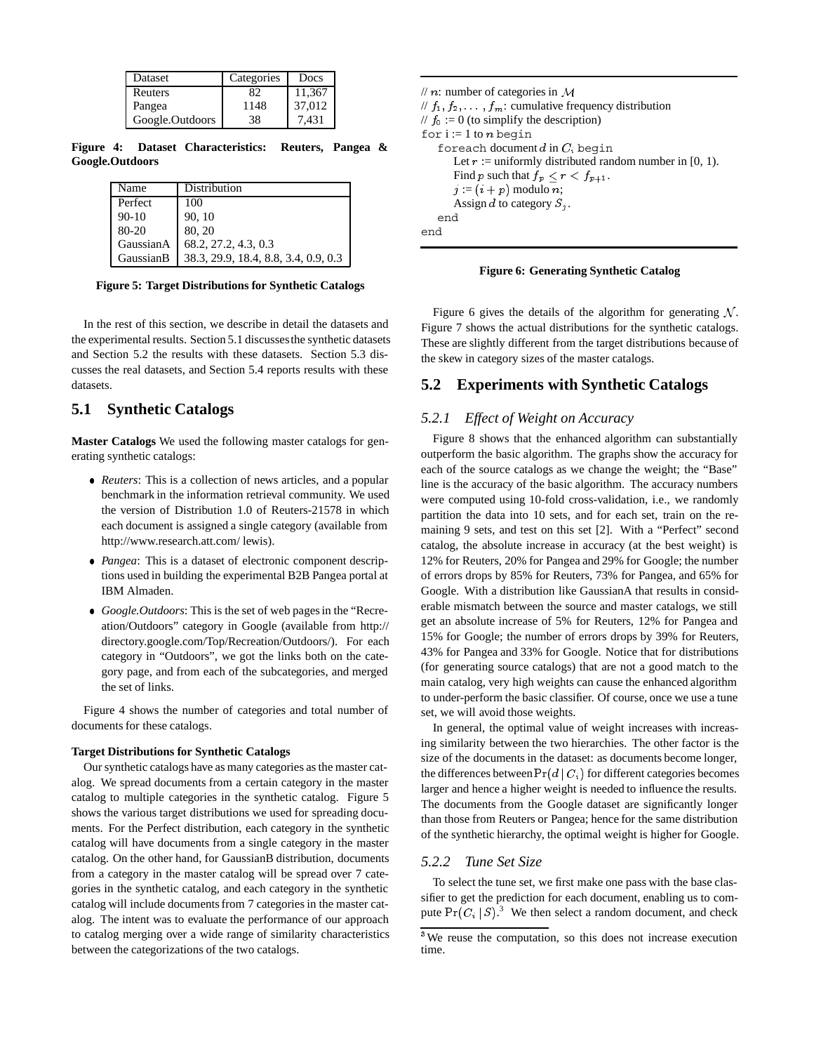| Dataset | Categories | Docs |
|---|---|---|
| Reuters | 82 | 11,367 |
| Pangea | 1148 | 37,012 |
| Google.Outdoors | 38 | 7,431 |

**Figure 4: Dataset Characteristics: Reuters, Pangea & Google.Outdoors**

| Name | Distribution |
|---|---|
| Perfect | 100 |
| 90-10 | 90, 10 |
| 80-20 | 80, 20 |
| GaussianA | 68.2, 27.2, 4.3, 0.3 |
| GaussianB | 38.3, 29.9, 18.4, 8.8, 3.4, 0.9, 0.3 |

**Figure 5: Target Distributions for Synthetic Catalogs**

In the rest of this section, we describe in detail the datasets and the experimental results. Section 5.1 discusses the synthetic datasets and Section 5.2 the results with these datasets. Section 5.3 discusses the real datasets, and Section 5.4 reports results with these datasets.

## 5.1 Synthetic Catalogs

**Master Catalogs** We used the following master catalogs for generating synthetic catalogs:

- *Reuters*: This is a collection of news articles, and a popular benchmark in the information retrieval community. We used the version of Distribution 1.0 of Reuters-21578 in which each document is assigned a single category (available from http://www.research.att.com/ lewis).
- *Pangea*: This is a dataset of electronic component descriptions used in building the experimental B2B Pangea portal at IBM Almaden.
- *Google.Outdoors*: This is the set of web pages in the "Recreation/Outdoors" category in Google (available from http:// directory.google.com/Top/Recreation/Outdoors/). For each category in "Outdoors", we got the links both on the category page, and from each of the subcategories, and merged the set of links.

Figure 4 shows the number of categories and total number of documents for these catalogs.

**Target Distributions for Synthetic Catalogs**

Our synthetic catalogs have as many categories as the master catalog. We spread documents from a certain category in the master catalog to multiple categories in the synthetic catalog. Figure 5 shows the various target distributions we used for spreading documents. For the Perfect distribution, each category in the synthetic catalog will have documents from a single category in the master catalog. On the other hand, for GaussianB distribution, documents from a category in the master catalog will be spread over 7 categories in the synthetic catalog, and each category in the synthetic catalog will include documents from 7 categories in the master catalog. The intent was to evaluate the performance of our approach to catalog merging over a wide range of similarity characteristics between the categorizations of the two catalogs.

```
// n: number of categories in M
// f_1, f_2, ..., f_m: cumulative frequency distribution
// f_0 := 0 (to simplify the description)
for i := 1 to n begin
   foreach document d in C_i begin
      Let r := uniformly distributed random number in [0, 1).
      Find p such that f_p <= r < f_{p+1}.
      j := (i + p) modulo n;
      Assign d to category S_j.
   end
end
```

**Figure 6: Generating Synthetic Catalog**

Figure 6 gives the details of the algorithm for generating $\mathcal{N}$. Figure 7 shows the actual distributions for the synthetic catalogs. These are slightly different from the target distributions because of the skew in category sizes of the master catalogs.

## 5.2 Experiments with Synthetic Catalogs

### 5.2.1 Effect of Weight on Accuracy

Figure 8 shows that the enhanced algorithm can substantially outperform the basic algorithm. The graphs show the accuracy for each of the source catalogs as we change the weight; the "Base" line is the accuracy of the basic algorithm. The accuracy numbers were computed using 10-fold cross-validation, i.e., we randomly partition the data into 10 sets, and for each set, train on the remaining 9 sets, and test on this set [2]. With a "Perfect" second catalog, the absolute increase in accuracy (at the best weight) is 12% for Reuters, 20% for Pangea and 29% for Google; the number of errors drops by 85% for Reuters, 73% for Pangea, and 65% for Google. With a distribution like GaussianA that results in considerable mismatch between the source and master catalogs, we still get an absolute increase of 5% for Reuters, 12% for Pangea and 15% for Google; the number of errors drops by 39% for Reuters, 43% for Pangea and 33% for Google. Notice that for distributions (for generating source catalogs) that are not a good match to the main catalog, very high weights can cause the enhanced algorithm to under-perform the basic classifier. Of course, once we use a tune set, we will avoid those weights.

In general, the optimal value of weight increases with increasing similarity between the two hierarchies. The other factor is the size of the documents in the dataset: as documents become longer, the differences between $\Pr(d \mid C_i)$ for different categories becomes larger and hence a higher weight is needed to influence the results. The documents from the Google dataset are significantly longer than those from Reuters or Pangea; hence for the same distribution of the synthetic hierarchy, the optimal weight is higher for Google.

### 5.2.2 Tune Set Size

To select the tune set, we first make one pass with the base classifier to get the prediction for each document, enabling us to compute $\Pr(C_i \mid S)$.[3] We then select a random document, and check

[3] We reuse the computation, so this does not increase execution time.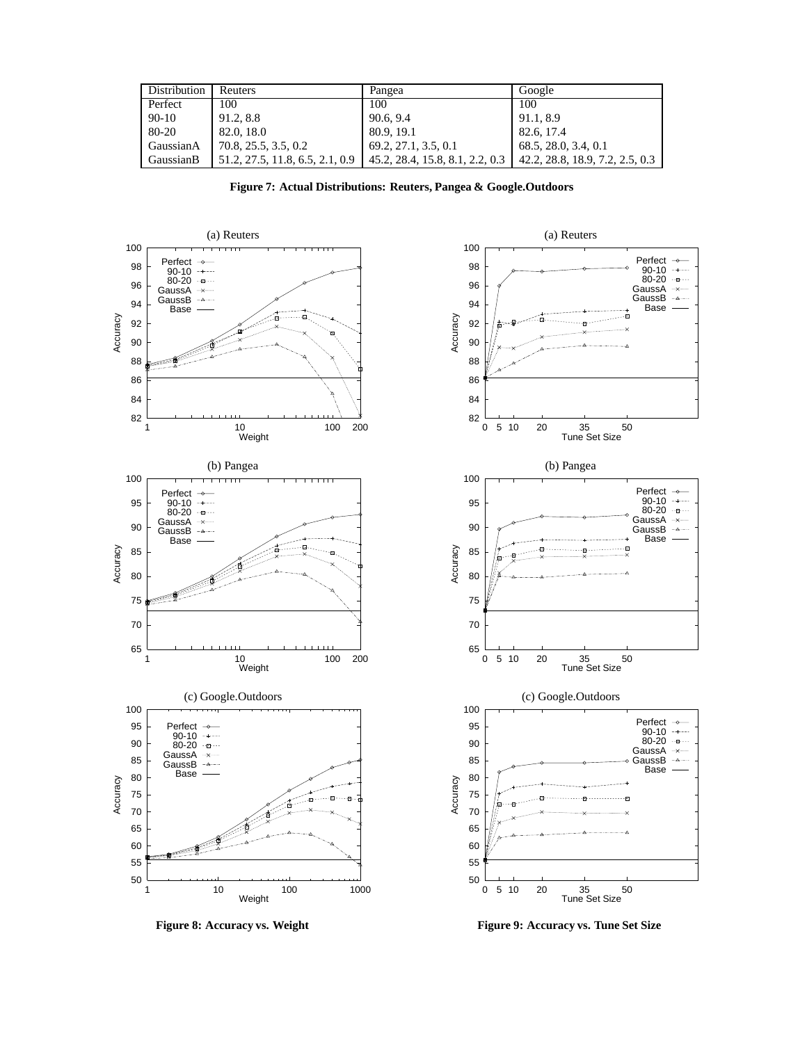| Distribution | Reuters | Pangea | Google |
|---|---|---|---|
| Perfect | 100 | 100 | 100 |
| 90-10 | 91.2, 8.8 | 90.6, 9.4 | 91.1, 8.9 |
| 80-20 | 82.0, 18.0 | 80.9, 19.1 | 82.6, 17.4 |
| GaussianA | 70.8, 25.5, 3.5, 0.2 | 69.2, 27.1, 3.5, 0.1 | 68.5, 28.0, 3.4, 0.1 |
| GaussianB | 51.2, 27.5, 11.8, 6.5, 2.1, 0.9 | 45.2, 28.4, 15.8, 8.1, 2.2, 0.3 | 42.2, 28.8, 18.9, 7.2, 2.5, 0.3 |

**Figure 7: Actual Distributions: Reuters, Pangea & Google.Outdoors**

**Figure 8: Accuracy vs. Weight**

**Figure 9: Accuracy vs. Tune Set Size**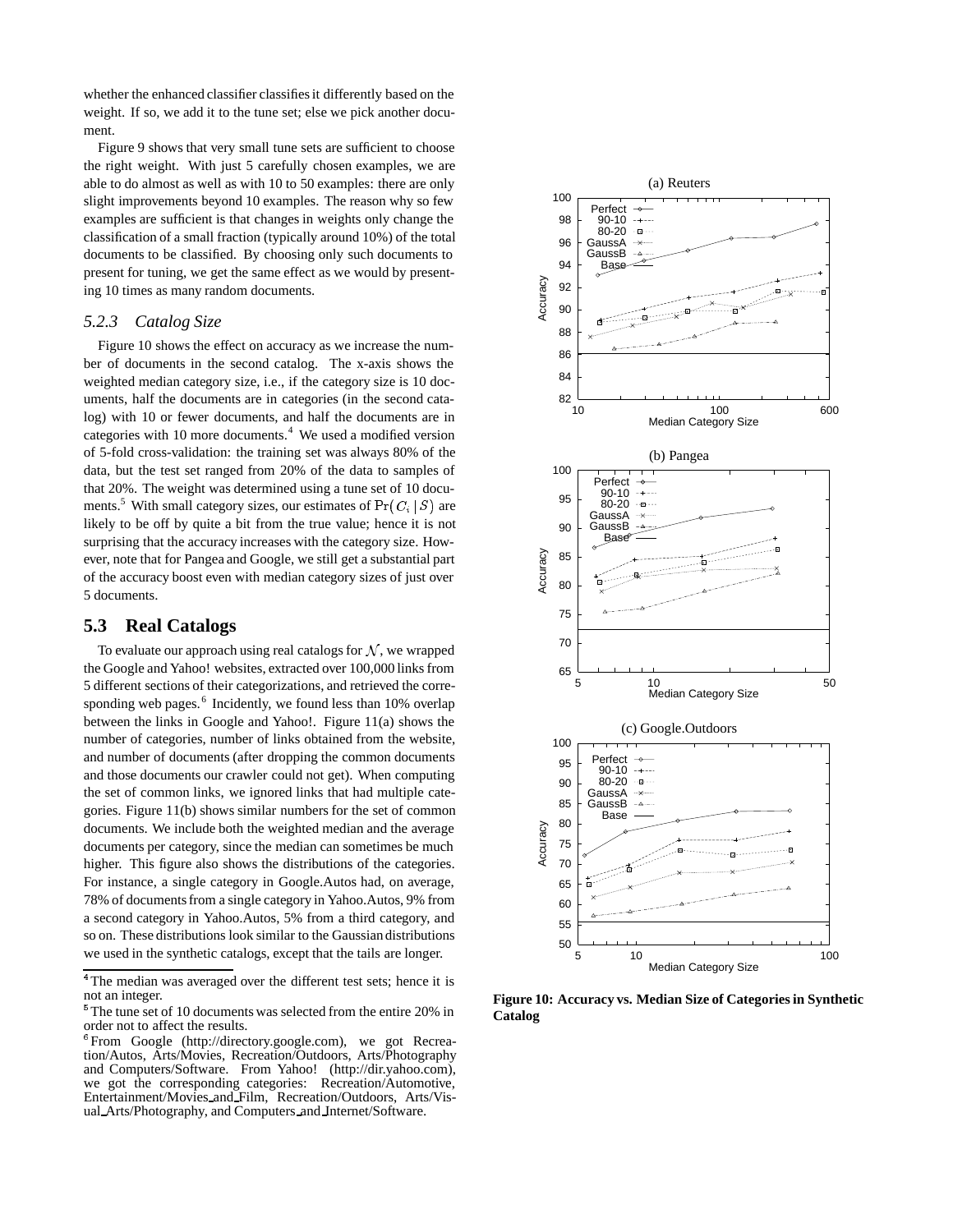whether the enhanced classifier classifies it differently based on the weight. If so, we add it to the tune set; else we pick another document.

Figure 9 shows that very small tune sets are sufficient to choose the right weight. With just 5 carefully chosen examples, we are able to do almost as well as with 10 to 50 examples: there are only slight improvements beyond 10 examples. The reason why so few examples are sufficient is that changes in weights only change the classification of a small fraction (typically around 10%) of the total documents to be classified. By choosing only such documents to present for tuning, we get the same effect as we would by presenting 10 times as many random documents.

### 5.2.3 *Catalog Size*

Figure 10 shows the effect on accuracy as we increase the number of documents in the second catalog. The x-axis shows the weighted median category size, i.e., if the category size is 10 documents, half the documents are in categories (in the second catalog) with 10 or fewer documents, and half the documents are in categories with 10 more documents.[4] We used a modified version of 5-fold cross-validation: the training set was always 80% of the data, but the test set ranged from 20% of the data to samples of that 20%. The weight was determined using a tune set of 10 documents.[5] With small category sizes, our estimates of $\Pr(C_i \mid S)$ are likely to be off by quite a bit from the true value; hence it is not surprising that the accuracy increases with the category size. However, note that for Pangea and Google, we still get a substantial part of the accuracy boost even with median category sizes of just over 5 documents.

## 5.3 Real Catalogs

To evaluate our approach using real catalogs for $\mathcal{N}$, we wrapped the Google and Yahoo! websites, extracted over 100,000 links from 5 different sections of their categorizations, and retrieved the corresponding web pages.[6] Incidently, we found less than 10% overlap between the links in Google and Yahoo!. Figure 11(a) shows the number of categories, number of links obtained from the website, and number of documents (after dropping the common documents and those documents our crawler could not get). When computing the set of common links, we ignored links that had multiple categories. Figure 11(b) shows similar numbers for the set of common documents. We include both the weighted median and the average documents per category, since the median can sometimes be much higher. This figure also shows the distributions of the categories. For instance, a single category in Google.Autos had, on average, 78% of documents from a single category in Yahoo.Autos, 9% from a second category in Yahoo.Autos, 5% from a third category, and so on. These distributions look similar to the Gaussian distributions we used in the synthetic catalogs, except that the tails are longer.

[4] The median was averaged over the different test sets; hence it is not an integer.

[5] The tune set of 10 documents was selected from the entire 20% in order not to affect the results.

[6] From Google (http://directory.google.com), we got Recreation/Autos, Arts/Movies, Recreation/Outdoors, Arts/Photography and Computers/Software. From Yahoo! (http://dir.yahoo.com), we got the corresponding categories: Recreation/Automotive, Entertainment/Movies_and_Film, Recreation/Outdoors, Arts/Visual_Arts/Photography, and Computers_and_Internet/Software.

**Figure 10: Accuracy vs. Median Size of Categories in Synthetic Catalog**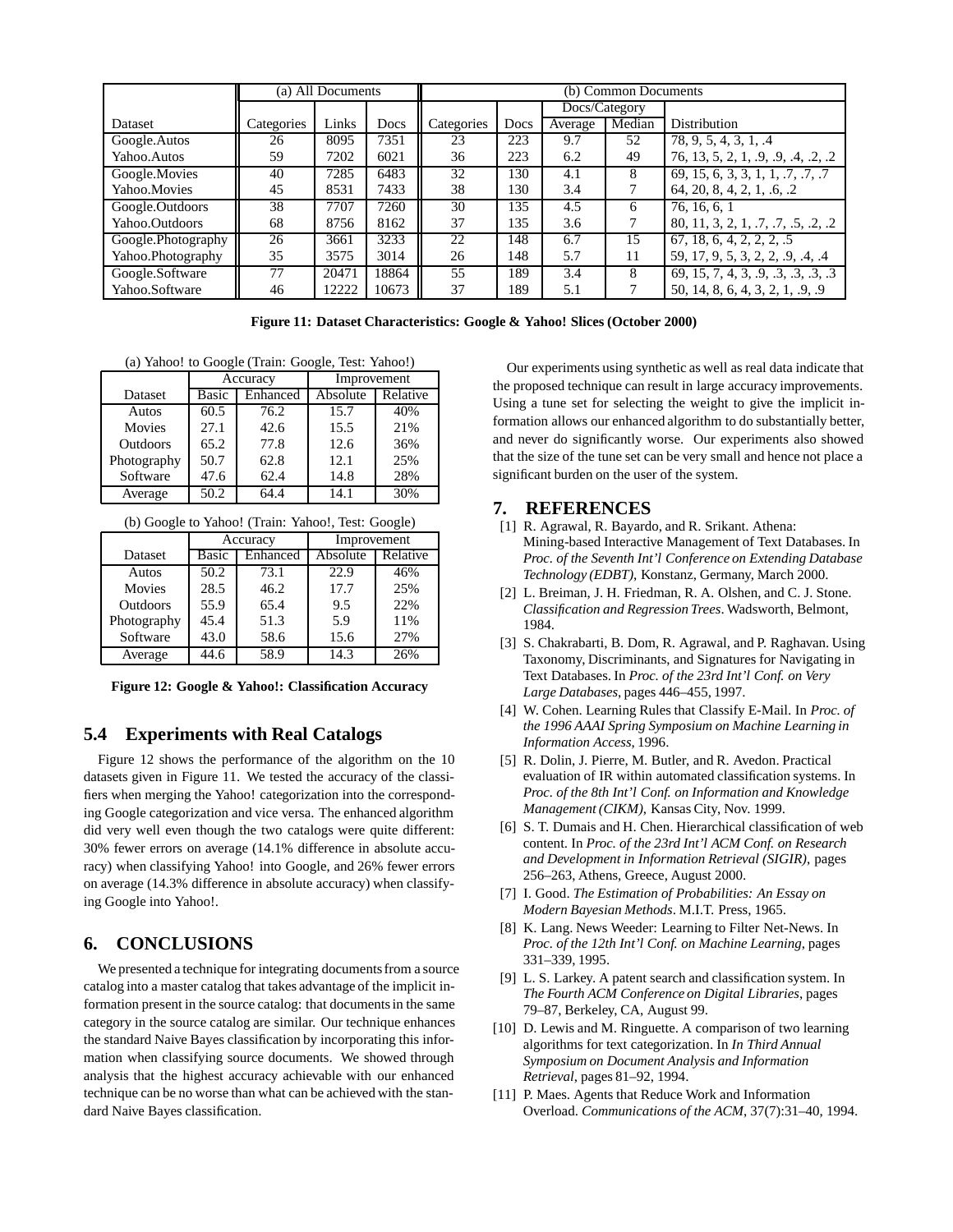| | (a) All Documents | | | (b) Common Documents | | | | |
|---|---|---|---|---|---|---|---|---|
| | | | | | | Docs/Category | | |
| Dataset | Categories | Links | Docs | Categories | Docs | Average | Median | Distribution |
| Google.Autos | 26 | 8095 | 7351 | 23 | 223 | 9.7 | 52 | 78, 9, 5, 4, 3, 1, .4 |
| Yahoo.Autos | 59 | 7202 | 6021 | 36 | 223 | 6.2 | 49 | 76, 13, 5, 2, 1, .9, .9, .4, .2, .2 |
| Google.Movies | 40 | 7285 | 6483 | 32 | 130 | 4.1 | 8 | 69, 15, 6, 3, 3, 1, 1, .7, .7, .7 |
| Yahoo.Movies | 45 | 8531 | 7433 | 38 | 130 | 3.4 | 7 | 64, 20, 8, 4, 2, 1, .6, .2 |
| Google.Outdoors | 38 | 7707 | 7260 | 30 | 135 | 4.5 | 6 | 76, 16, 6, 1 |
| Yahoo.Outdoors | 68 | 8756 | 8162 | 37 | 135 | 3.6 | 7 | 80, 11, 3, 2, 1, .7, .7, .5, .2, .2 |
| Google.Photography | 26 | 3661 | 3233 | 22 | 148 | 6.7 | 15 | 67, 18, 6, 4, 2, 2, 2, .5 |
| Yahoo.Photography | 35 | 3575 | 3014 | 26 | 148 | 5.7 | 11 | 59, 17, 9, 5, 3, 2, 2, .9, .4, .4 |
| Google.Software | 77 | 20471 | 18864 | 55 | 189 | 3.4 | 8 | 69, 15, 7, 4, 3, .9, .3, .3, .3, .3 |
| Yahoo.Software | 46 | 12222 | 10673 | 37 | 189 | 5.1 | 7 | 50, 14, 8, 6, 4, 3, 2, 1, .9, .9 |

**Figure 11: Dataset Characteristics: Google & Yahoo! Slices (October 2000)**

(a) Yahoo! to Google (Train: Google, Test: Yahoo!)

| | Accuracy | | Improvement | |
|---|---|---|---|---|
| Dataset | Basic | Enhanced | Absolute | Relative |
| Autos | 60.5 | 76.2 | 15.7 | 40% |
| Movies | 27.1 | 42.6 | 15.5 | 21% |
| Outdoors | 65.2 | 77.8 | 12.6 | 36% |
| Photography | 50.7 | 62.8 | 12.1 | 25% |
| Software | 47.6 | 62.4 | 14.8 | 28% |
| Average | 50.2 | 64.4 | 14.1 | 30% |

(b) Google to Yahoo! (Train: Yahoo!, Test: Google)

| | Accuracy | | Improvement | |
|---|---|---|---|---|
| Dataset | Basic | Enhanced | Absolute | Relative |
| Autos | 50.2 | 73.1 | 22.9 | 46% |
| Movies | 28.5 | 46.2 | 17.7 | 25% |
| Outdoors | 55.9 | 65.4 | 9.5 | 22% |
| Photography | 45.4 | 51.3 | 5.9 | 11% |
| Software | 43.0 | 58.6 | 15.6 | 27% |
| Average | 44.6 | 58.9 | 14.3 | 26% |

**Figure 12: Google & Yahoo!: Classification Accuracy**

## 5.4 Experiments with Real Catalogs

Figure 12 shows the performance of the algorithm on the 10 datasets given in Figure 11. We tested the accuracy of the classifiers when merging the Yahoo! categorization into the corresponding Google categorization and vice versa. The enhanced algorithm did very well even though the two catalogs were quite different: 30% fewer errors on average (14.1% difference in absolute accuracy) when classifying Yahoo! into Google, and 26% fewer errors on average (14.3% difference in absolute accuracy) when classifying Google into Yahoo!.

## 6. CONCLUSIONS

We presented a technique for integrating documents from a source catalog into a master catalog that takes advantage of the implicit information present in the source catalog: that documents in the same category in the source catalog are similar. Our technique enhances the standard Naive Bayes classification by incorporating this information when classifying source documents. We showed through analysis that the highest accuracy achievable with our enhanced technique can be no worse than what can be achieved with the standard Naive Bayes classification.

Our experiments using synthetic as well as real data indicate that the proposed technique can result in large accuracy improvements. Using a tune set for selecting the weight to give the implicit information allows our enhanced algorithm to do substantially better, and never do significantly worse. Our experiments also showed that the size of the tune set can be very small and hence not place a significant burden on the user of the system.

## 7. REFERENCES

[1] R. Agrawal, R. Bayardo, and R. Srikant. Athena: Mining-based Interactive Management of Text Databases. In *Proc. of the Seventh Int'l Conference on Extending Database Technology (EDBT)*, Konstanz, Germany, March 2000.

[2] L. Breiman, J. H. Friedman, R. A. Olshen, and C. J. Stone. *Classification and Regression Trees*. Wadsworth, Belmont, 1984.

[3] S. Chakrabarti, B. Dom, R. Agrawal, and P. Raghavan. Using Taxonomy, Discriminants, and Signatures for Navigating in Text Databases. In *Proc. of the 23rd Int'l Conf. on Very Large Databases*, pages 446–455, 1997.

[4] W. Cohen. Learning Rules that Classify E-Mail. In *Proc. of the 1996 AAAI Spring Symposium on Machine Learning in Information Access*, 1996.

[5] R. Dolin, J. Pierre, M. Butler, and R. Avedon. Practical evaluation of IR within automated classification systems. In *Proc. of the 8th Int'l Conf. on Information and Knowledge Management (CIKM)*, Kansas City, Nov. 1999.

[6] S. T. Dumais and H. Chen. Hierarchical classification of web content. In *Proc. of the 23rd Int'l ACM Conf. on Research and Development in Information Retrieval (SIGIR)*, pages 256–263, Athens, Greece, August 2000.

[7] I. Good. *The Estimation of Probabilities: An Essay on Modern Bayesian Methods*. M.I.T. Press, 1965.

[8] K. Lang. News Weeder: Learning to Filter Net-News. In *Proc. of the 12th Int'l Conf. on Machine Learning*, pages 331–339, 1995.

[9] L. S. Larkey. A patent search and classification system. In *The Fourth ACM Conference on Digital Libraries*, pages 79–87, Berkeley, CA, August 99.

[10] D. Lewis and M. Ringuette. A comparison of two learning algorithms for text categorization. In *In Third Annual Symposium on Document Analysis and Information Retrieval*, pages 81–92, 1994.

[11] P. Maes. Agents that Reduce Work and Information Overload. *Communications of the ACM*, 37(7):31–40, 1994.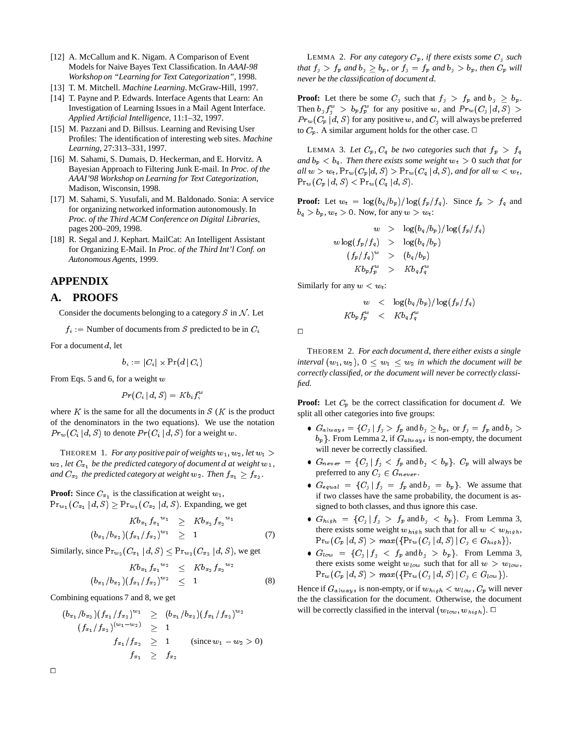[12] A. McCallum and K. Nigam. A Comparison of Event Models for Naive Bayes Text Classification. In *AAAI-98 Workshop on "Learning for Text Categorization"*, 1998.

[13] T. M. Mitchell. *Machine Learning*. McGraw-Hill, 1997.

[14] T. Payne and P. Edwards. Interface Agents that Learn: An Investigation of Learning Issues in a Mail Agent Interface. *Applied Artificial Intelligence*, 11:1–32, 1997.

[15] M. Pazzani and D. Billsus. Learning and Revising User Profiles: The identification of interesting web sites. *Machine Learning*, 27:313–331, 1997.

[16] M. Sahami, S. Dumais, D. Heckerman, and E. Horvitz. A Bayesian Approach to Filtering Junk E-mail. In *Proc. of the AAAI'98 Workshop on Learning for Text Categorization*, Madison, Wisconsin, 1998.

[17] M. Sahami, S. Yusufali, and M. Baldonado. Sonia: A service for organizing networked information autonomously. In *Proc. of the Third ACM Conference on Digital Libraries*, pages 200–209, 1998.

[18] R. Segal and J. Kephart. MailCat: An Intelligent Assistant for Organizing E-Mail. In *Proc. of the Third Int'l Conf. on Autonomous Agents*, 1999.

# APPENDIX

## A. PROOFS

Consider the documents belonging to a category $S$ in $\mathcal{N}$. Let

$$f_i := \text{Number of documents from } S \text{ predicted to be in } C_i$$

For a document $d$, let

$$b_i := |C_i| \times \Pr(d \,|\, C_i)$$

From Eqs. 5 and 6, for a weight $w$

$$Pr(C_i \,|\, d, S) = K b_i f_i^w$$

where $K$ is the same for all the documents in $S$ ($K$ is the product of the denominators in the two equations). We use the notation $Pr_w(C_i \,|\, d, S)$ to denote $Pr(C_i \,|\, d, S)$ for a weight $w$.

THEOREM 1. *For any positive pair of weights $w_1, w_2$, let $w_1 > w_2$, let $C_{x_1}$ be the predicted category of document $d$ at weight $w_1$, and $C_{x_2}$ the predicted category at weight $w_2$. Then $f_{x_1} \geq f_{x_2}$.*

**Proof:** Since $C_{x_1}$ is the classification at weight $w_1$, $\Pr_{w_1}(C_{x_1} \,|\, d, S) \geq \Pr_{w_1}(C_{x_2} \,|\, d, S)$. Expanding, we get

$$\begin{aligned} K b_{x_1} {f_{x_1}}^{w_1} &\geq K b_{x_2} {f_{x_2}}^{w_1} \\ (b_{x_1}/b_{x_2})(f_{x_1}/f_{x_2})^{w_1} &\geq 1 \end{aligned} \qquad (7)$$

Similarly, since $\Pr_{w_2}(C_{x_1} \,|\, d, S) \leq \Pr_{w_2}(C_{x_2} \,|\, d, S)$, we get

$$\begin{aligned} K b_{x_1} {f_{x_1}}^{w_2} &\leq K b_{x_2} {f_{x_2}}^{w_2} \\ (b_{x_1}/b_{x_2})(f_{x_1}/f_{x_2})^{w_2} &\leq 1 \end{aligned} \qquad (8)$$

Combining equations 7 and 8, we get

$$\begin{aligned} (b_{x_1}/b_{x_2})(f_{x_1}/f_{x_2})^{w_1} &\geq (b_{x_1}/b_{x_2})(f_{x_1}/f_{x_2})^{w_2} \\ (f_{x_1}/f_{x_2})^{(w_1 - w_2)} &\geq 1 \\ f_{x_1}/f_{x_2} &\geq 1 \qquad (\text{since } w_1 - w_2 > 0) \\ f_{x_1} &\geq f_{x_2} \end{aligned}$$

□

LEMMA 2. *For any category $C_p$, if there exists some $C_j$ such that $f_j > f_p$ and $b_j \geq b_p$, or $f_j = f_p$ and $b_j > b_p$, then $C_p$ will never be the classification of document $d$.*

**Proof:** Let there be some $C_j$ such that $f_j > f_p$ and $b_j \geq b_p$. Then $b_j f_j^w > b_p f_p^w$ for any positive $w$, and $Pr_w(C_j \,|\, d, S) > Pr_w(C_p \,|\, d, S)$ for any positive $w$, and $C_j$ will always be preferred to $C_p$. A similar argument holds for the other case. □

LEMMA 3. *Let $C_p, C_q$ be two categories such that $f_p > f_q$ and $b_p < b_q$. Then there exists some weight $w_t > 0$ such that for all $w > w_t$, $\Pr_w(C_p | d, S) > \Pr_w(C_q \,|\, d, S)$, and for all $w < w_t$, $\Pr_w(C_p \,|\, d, S) < \Pr_w(C_q \,|\, d, S)$.*

**Proof:** Let $w_t = \log(b_q/b_p)/\log(f_p/f_q)$. Since $f_p > f_q$ and $b_q > b_p$, $w_t > 0$. Now, for any $w > w_t$:

$$\begin{aligned} w &> \log(b_q/b_p)/\log(f_p/f_q) \\ w \log(f_p/f_q) &> \log(b_q/b_p) \\ (f_p/f_q)^w &> (b_q/b_p) \\ K b_p f_p^w &> K b_q f_q^w \end{aligned}$$

Similarly for any $w < w_t$:

$$\begin{aligned} w &< \log(b_q/b_p)/\log(f_p/f_q) \\ K b_p f_p^w &< K b_q f_q^w \end{aligned}$$

□

THEOREM 2. *For each document $d$, there either exists a single interval $(w_1, w_2)$, $0 \leq w_1 \leq w_2$ in which the document will be correctly classified, or the document will never be correctly classified.*

**Proof:** Let $C_p$ be the correct classification for document $d$. We split all other categories into five groups:

- $G_{always} = \{C_j \,|\, f_j > f_p \text{ and } b_j \geq b_p, \text{ or } f_j = f_p \text{ and } b_j > b_p\}$. From Lemma 2, if $G_{always}$ is non-empty, the document will never be correctly classified.
- $G_{never} = \{C_j \,|\, f_j < f_p \text{ and } b_j < b_p\}$. $C_p$ will always be preferred to any $C_j \in G_{never}$.
- $G_{equal} = \{C_j \,|\, f_j = f_p \text{ and } b_j = b_p\}$. We assume that if two classes have the same probability, the document is assigned to both classes, and thus ignore this case.
- $G_{high} = \{C_j \,|\, f_j > f_p \text{ and } b_j < b_p\}$. From Lemma 3, there exists some weight $w_{high}$ such that for all $w < w_{high}$, $\Pr_w(C_p \,|\, d, S) > max(\{\Pr_w(C_j \,|\, d, S) \,|\, C_j \in G_{high}\})$,
- $G_{low} = \{C_j \,|\, f_j < f_p \text{ and } b_j > b_p\}$. From Lemma 3, there exists some weight $w_{low}$ such that for all $w > w_{low}$, $\Pr_w(C_p \,|\, d, S) > max(\{\Pr_w(C_j \,|\, d, S) \,|\, C_j \in G_{low}\})$.

Hence if $G_{always}$ is non-empty, or if $w_{high} < w_{low}$, $C_p$ will never the the classification for the document. Otherwise, the document will be correctly classified in the interval $(w_{low}, w_{high})$. □